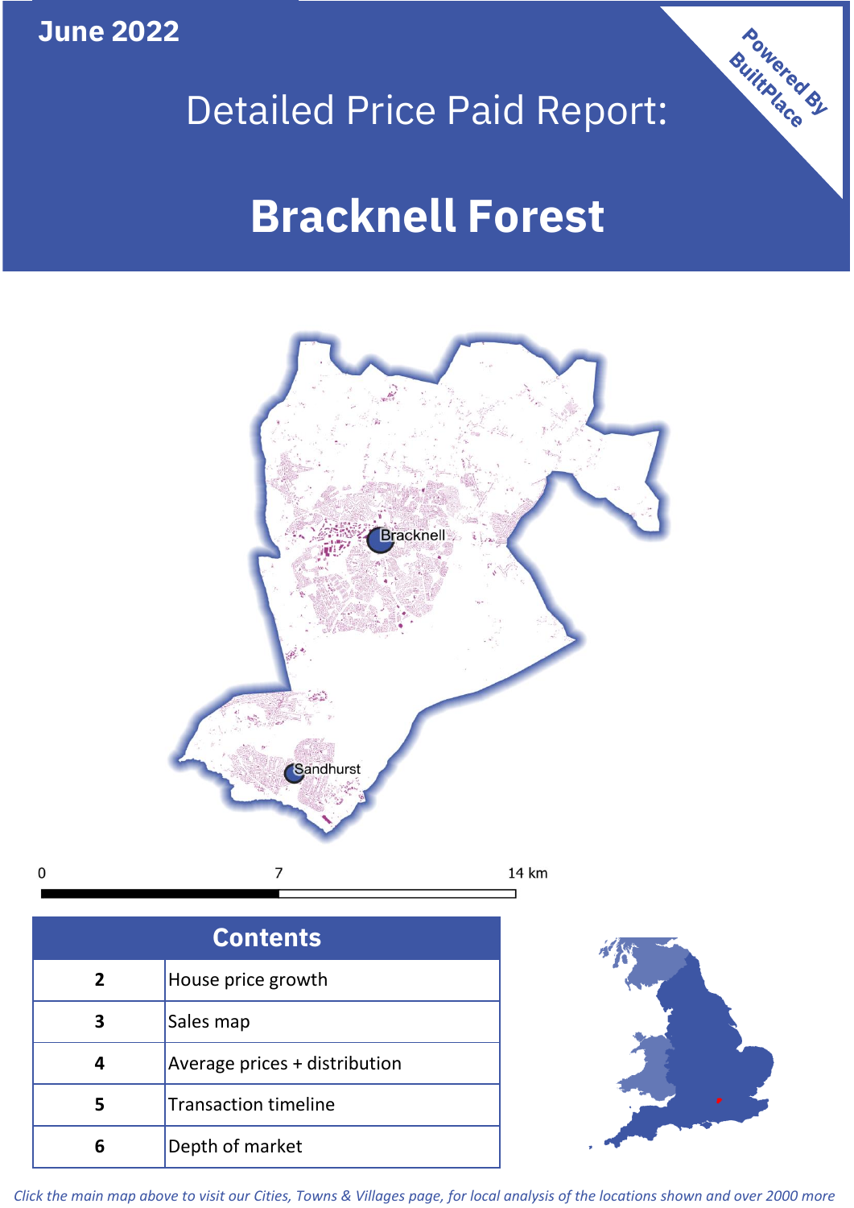**June 2022**

Powered By BuiltPlace

# Detailed Price Paid Report:

# Bracknell Forest

Bracknell

Sandhurst

0 7 14 km

| Contents | |
|---|---|
| 2 | House price growth |
| 3 | Sales map |
| 4 | Average prices + distribution |
| 5 | Transaction timeline |
| 6 | Depth of market |

*Click the main map above to visit our Cities, Towns & Villages page, for local analysis of the locations shown and over 2000 more*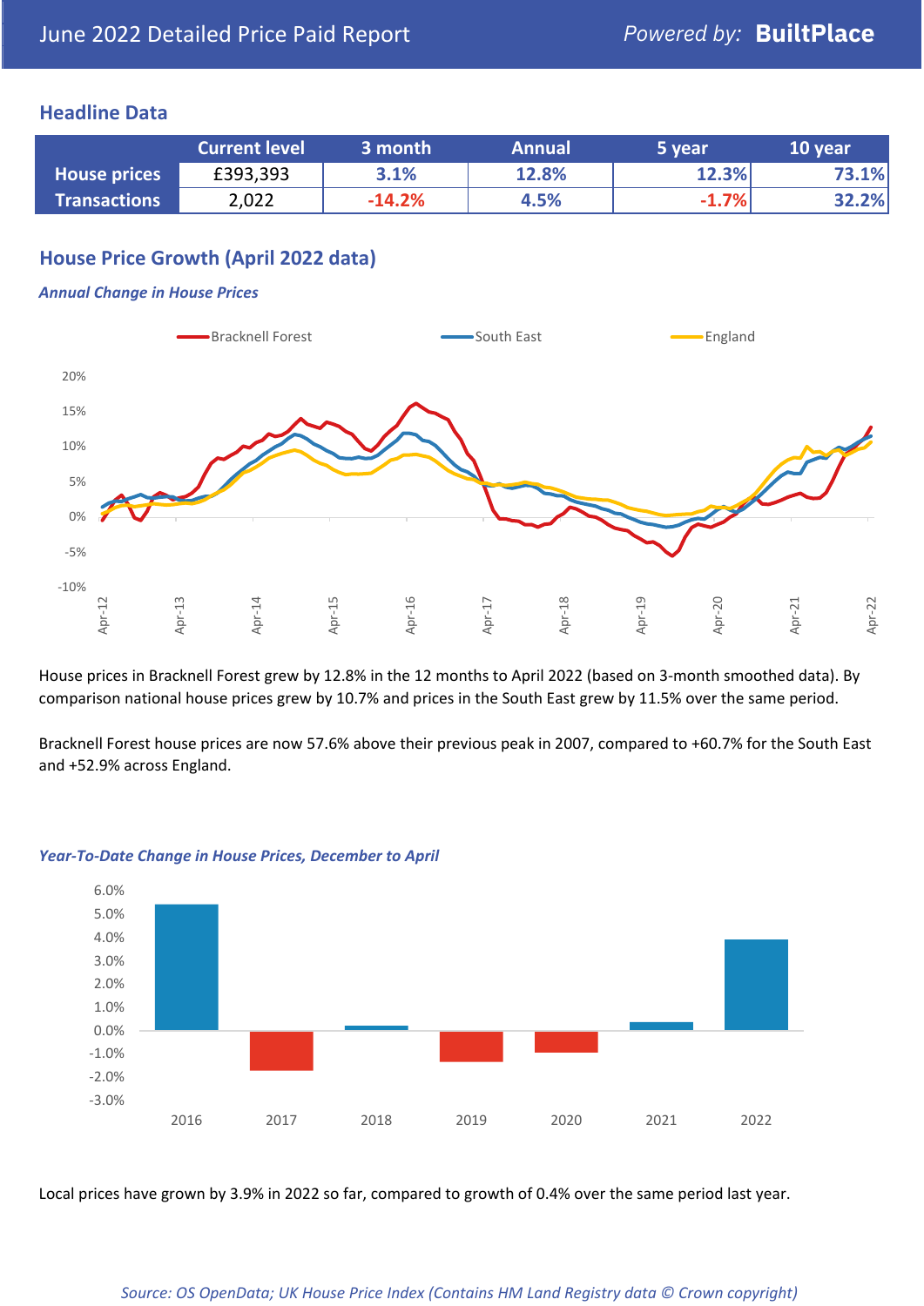# June 2022 Detailed Price Paid Report

Powered by: **BuiltPlace**

## Headline Data

| | Current level | 3 month | Annual | 5 year | 10 year |
|---|---|---|---|---|---|
| **House prices** | £393,393 | 3.1% | 12.8% | 12.3% | 73.1% |
| **Transactions** | 2,022 | -14.2% | 4.5% | -1.7% | 32.2% |

## House Price Growth (April 2022 data)

### *Annual Change in House Prices*

House prices in Bracknell Forest grew by 12.8% in the 12 months to April 2022 (based on 3-month smoothed data). By comparison national house prices grew by 10.7% and prices in the South East grew by 11.5% over the same period.

Bracknell Forest house prices are now 57.6% above their previous peak in 2007, compared to +60.7% for the South East and +52.9% across England.

### *Year-To-Date Change in House Prices, December to April*

Local prices have grown by 3.9% in 2022 so far, compared to growth of 0.4% over the same period last year.

*Source: OS OpenData; UK House Price Index (Contains HM Land Registry data © Crown copyright)*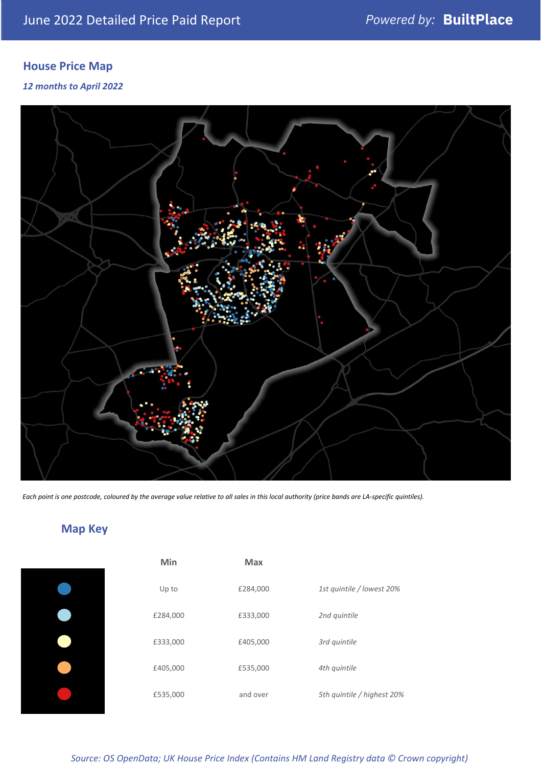## House Price Map

*12 months to April 2022*

*Each point is one postcode, coloured by the average value relative to all sales in this local authority (price bands are LA-specific quintiles).*

## Map Key

| Min | Max | |
|---|---|---|
| Up to | £284,000 | *1st quintile / lowest 20%* |
| £284,000 | £333,000 | *2nd quintile* |
| £333,000 | £405,000 | *3rd quintile* |
| £405,000 | £535,000 | *4th quintile* |
| £535,000 | and over | *5th quintile / highest 20%* |

*Source: OS OpenData; UK House Price Index (Contains HM Land Registry data © Crown copyright)*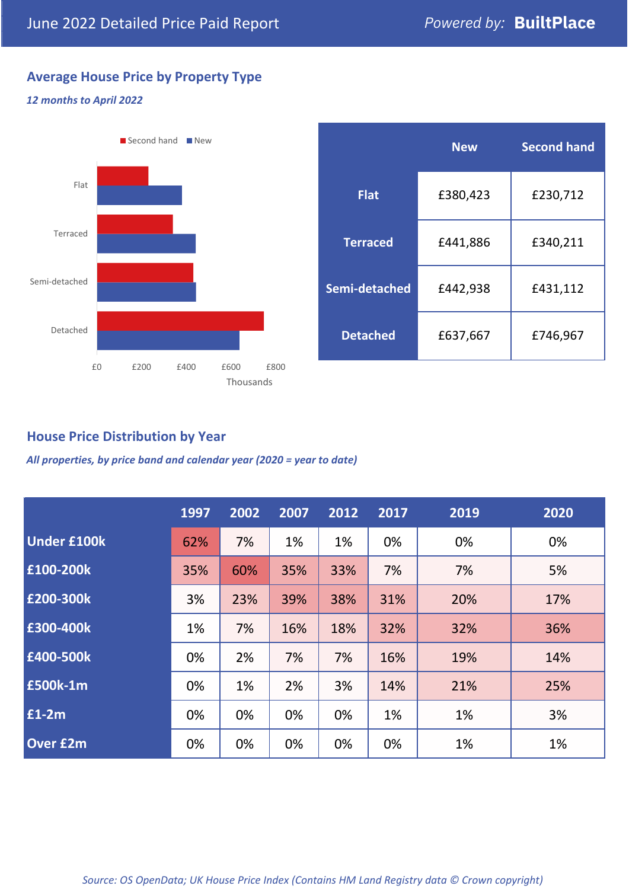June 2022 Detailed Price Paid Report

Powered by: **BuiltPlace**

## Average House Price by Property Type

*12 months to April 2022*

Second hand | New

| | New | Second hand |
|---|---|---|
| **Flat** | £380,423 | £230,712 |
| **Terraced** | £441,886 | £340,211 |
| **Semi-detached** | £442,938 | £431,112 |
| **Detached** | £637,667 | £746,967 |

## House Price Distribution by Year

*All properties, by price band and calendar year (2020 = year to date)*

| | 1997 | 2002 | 2007 | 2012 | 2017 | 2019 | 2020 |
|---|---|---|---|---|---|---|---|
| **Under £100k** | 62% | 7% | 1% | 1% | 0% | 0% | 0% |
| **£100-200k** | 35% | 60% | 35% | 33% | 7% | 7% | 5% |
| **£200-300k** | 3% | 23% | 39% | 38% | 31% | 20% | 17% |
| **£300-400k** | 1% | 7% | 16% | 18% | 32% | 32% | 36% |
| **£400-500k** | 0% | 2% | 7% | 7% | 16% | 19% | 14% |
| **£500k-1m** | 0% | 1% | 2% | 3% | 14% | 21% | 25% |
| **£1-2m** | 0% | 0% | 0% | 0% | 1% | 1% | 3% |
| **Over £2m** | 0% | 0% | 0% | 0% | 0% | 1% | 1% |

*Source: OS OpenData; UK House Price Index (Contains HM Land Registry data © Crown copyright)*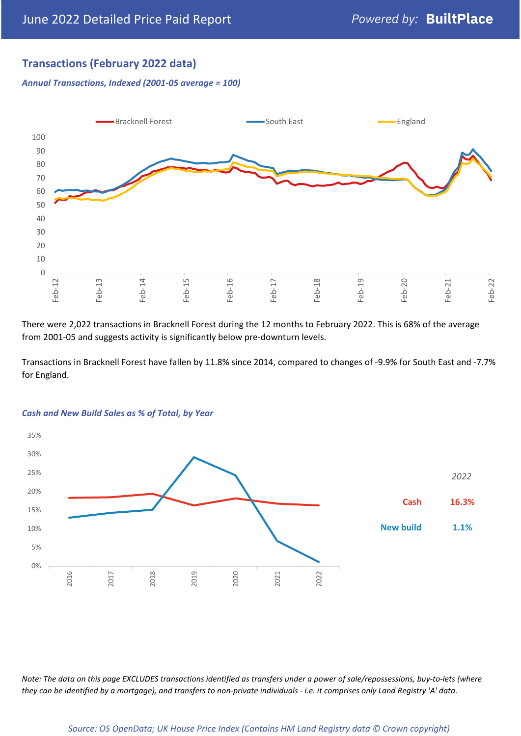## Transactions (February 2022 data)

*Annual Transactions, Indexed (2001-05 average = 100)*

There were 2,022 transactions in Bracknell Forest during the 12 months to February 2022. This is 68% of the average from 2001-05 and suggests activity is significantly below pre-downturn levels.

Transactions in Bracknell Forest have fallen by 11.8% since 2014, compared to changes of -9.9% for South East and -7.7% for England.

*Cash and New Build Sales as % of Total, by Year*

| | 2022 |
|---|---|
| Cash | 16.3% |
| New build | 1.1% |

*Note: The data on this page EXCLUDES transactions identified as transfers under a power of sale/repossessions, buy-to-lets (where they can be identified by a mortgage), and transfers to non-private individuals - i.e. it comprises only Land Registry 'A' data.*

*Source: OS OpenData; UK House Price Index (Contains HM Land Registry data © Crown copyright)*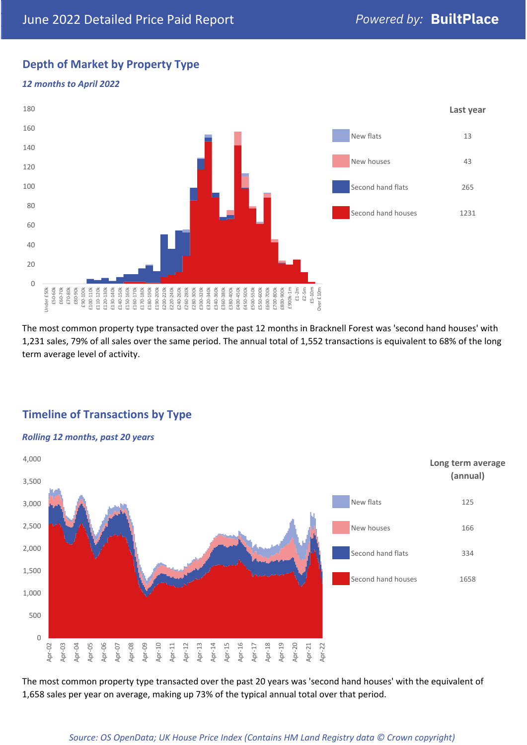June 2022 Detailed Price Paid Report

Powered by: **BuiltPlace**

## Depth of Market by Property Type

*12 months to April 2022*

180
160
140
120
100
80
60
40
20
0

Under £50k, £50-60k, £60-70k, £70-80k, £80-90k, £90-100k, £100-110k, £110-120k, £120-130k, £130-140k, £140-150k, £150-160k, £160-170k, £170-180k, £180-190k, £190-200k, £200-220k, £220-240k, £240-260k, £260-280k, £280-300k, £300-320k, £320-340k, £340-360k, £360-380k, £380-400k, £400-450k, £450-500k, £500-550k, £550-600k, £600-700k, £700-800k, £800-900k, £900k-1m, £1-2m, £2-5m, £5-10m, Over £10m

Last year

New flats 13
New houses 43
Second hand flats 265
Second hand houses 1231

The most common property type transacted over the past 12 months in Bracknell Forest was 'second hand houses' with 1,231 sales, 79% of all sales over the same period. The annual total of 1,552 transactions is equivalent to 68% of the long term average level of activity.

## Timeline of Transactions by Type

*Rolling 12 months, past 20 years*

4,000
3,500
3,000
2,500
2,000
1,500
1,000
500
0

Apr-02, Apr-03, Apr-04, Apr-05, Apr-06, Apr-07, Apr-08, Apr-09, Apr-10, Apr-11, Apr-12, Apr-13, Apr-14, Apr-15, Apr-16, Apr-17, Apr-18, Apr-19, Apr-20, Apr-21, Apr-22

Long term average (annual)

New flats 125
New houses 166
Second hand flats 334
Second hand houses 1658

The most common property type transacted over the past 20 years was 'second hand houses' with the equivalent of 1,658 sales per year on average, making up 73% of the typical annual total over that period.

*Source: OS OpenData; UK House Price Index (Contains HM Land Registry data © Crown copyright)*